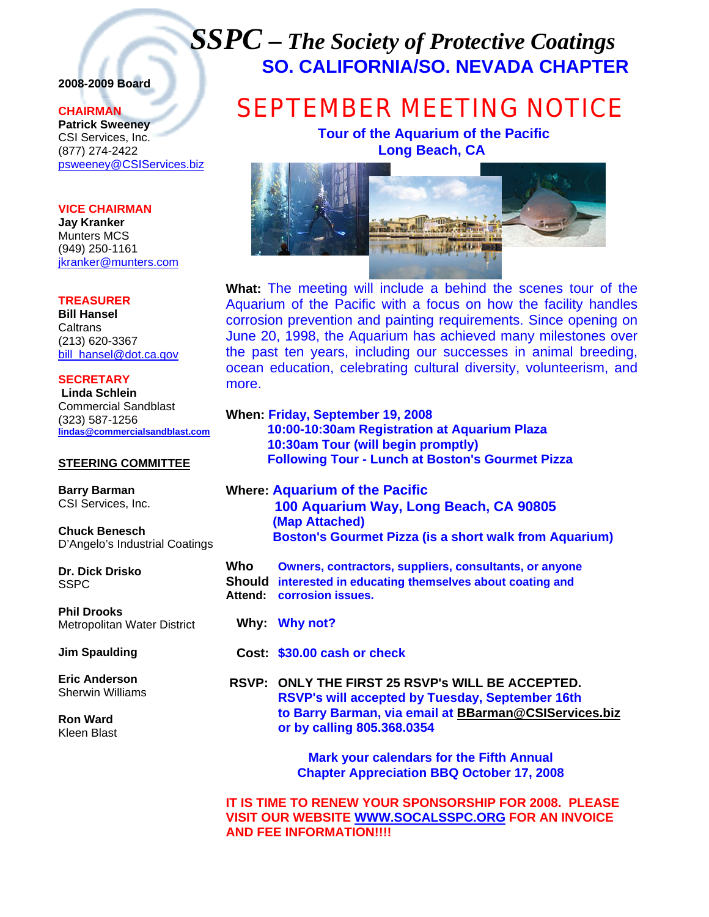# *SSPC – The Society of Protective Coatings*

## SO. CALIFORNIA/SO. NEVADA CHAPTER

**2008-2009 Board**

**CHAIRMAN**
**Patrick Sweeney**
CSI Services, Inc.
(877) 274-2422
psweeney@CSIServices.biz

**VICE CHAIRMAN**
**Jay Kranker**
Munters MCS
(949) 250-1161
jkranker@munters.com

**TREASURER**
**Bill Hansel**
Caltrans
(213) 620-3367
bill_hansel@dot.ca.gov

**SECRETARY**
**Linda Schlein**
Commercial Sandblast
(323) 587-1256
lindas@commercialsandblast.com

**STEERING COMMITTEE**

**Barry Barman**
CSI Services, Inc.

**Chuck Benesch**
D'Angelo's Industrial Coatings

**Dr. Dick Drisko**
SSPC

**Phil Drooks**
Metropolitan Water District

**Jim Spaulding**

**Eric Anderson**
Sherwin Williams

**Ron Ward**
Kleen Blast

# SEPTEMBER MEETING NOTICE

**Tour of the Aquarium of the Pacific**
**Long Beach, CA**

**What:** The meeting will include a behind the scenes tour of the Aquarium of the Pacific with a focus on how the facility handles corrosion prevention and painting requirements. Since opening on June 20, 1998, the Aquarium has achieved many milestones over the past ten years, including our successes in animal breeding, ocean education, celebrating cultural diversity, volunteerism, and more.

**When:** **Friday, September 19, 2008**
**10:00-10:30am Registration at Aquarium Plaza**
**10:30am Tour (will begin promptly)**
**Following Tour - Lunch at Boston's Gourmet Pizza**

**Where:** **Aquarium of the Pacific**
**100 Aquarium Way, Long Beach, CA 90805**
**(Map Attached)**
**Boston's Gourmet Pizza (is a short walk from Aquarium)**

**Who Should Attend:** **Owners, contractors, suppliers, consultants, or anyone interested in educating themselves about coating and corrosion issues.**

**Why:** **Why not?**

**Cost:** **$30.00 cash or check**

**RSVP:** **ONLY THE FIRST 25 RSVP's WILL BE ACCEPTED.**
**RSVP's will accepted by Tuesday, September 16th to Barry Barman, via email at BBarman@CSIServices.biz or by calling 805.368.0354**

**Mark your calendars for the Fifth Annual Chapter Appreciation BBQ October 17, 2008**

**IT IS TIME TO RENEW YOUR SPONSORSHIP FOR 2008. PLEASE VISIT OUR WEBSITE WWW.SOCALSSPC.ORG FOR AN INVOICE AND FEE INFORMATION!!!!**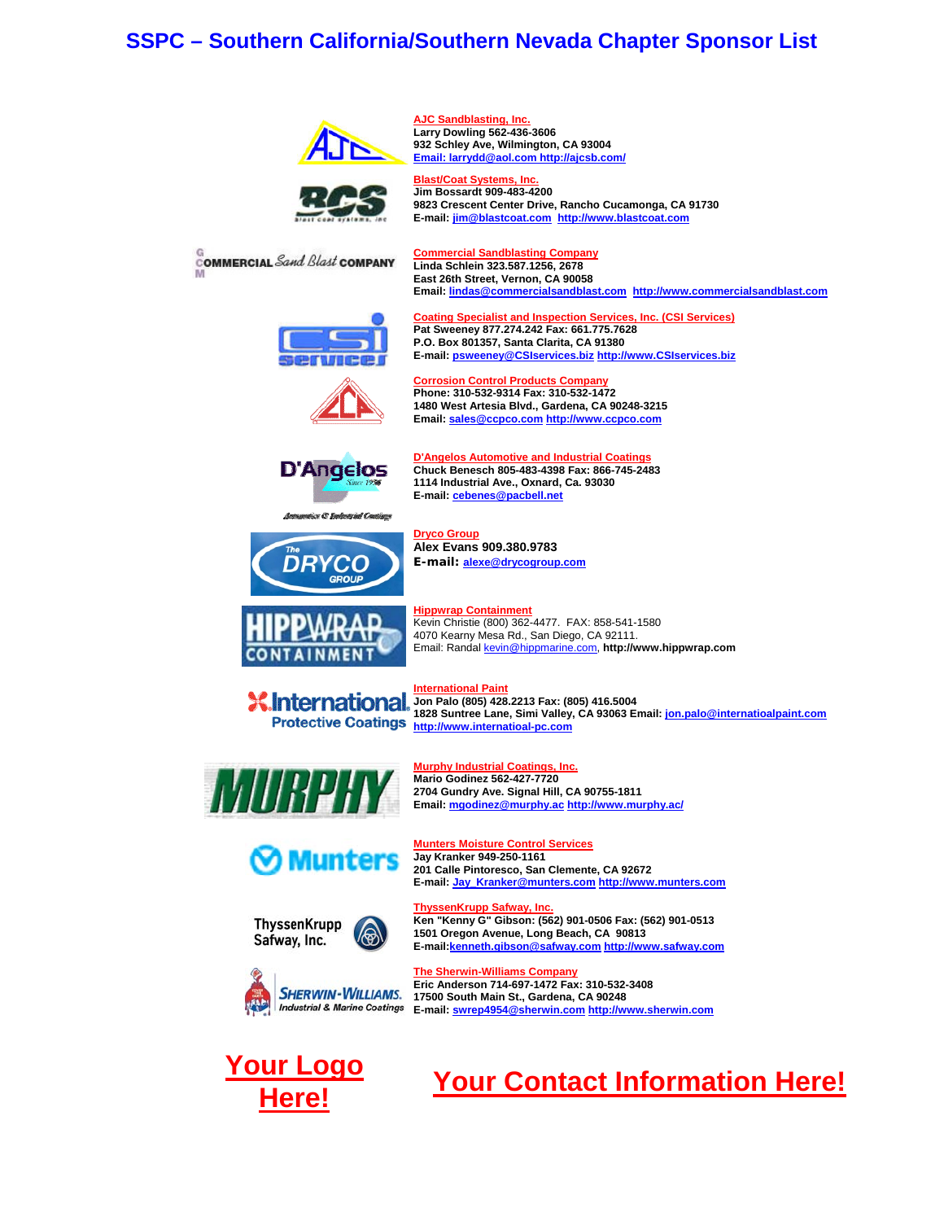# SSPC – Southern California/Southern Nevada Chapter Sponsor List

**AJC Sandblasting, Inc.**
Larry Dowling 562-436-3606
932 Schley Ave, Wilmington, CA 93004
Email: larrydd@aol.com http://ajcsb.com/

**Blast/Coat Systems, Inc.**
Jim Bossardt 909-483-4200
9823 Crescent Center Drive, Rancho Cucamonga, CA 91730
E-mail: jim@blastcoat.com http://www.blastcoat.com

**Commercial Sandblasting Company**
Linda Schlein 323.587.1256, 2678
East 26th Street, Vernon, CA 90058
Email: lindas@commercialsandblast.com http://www.commercialsandblast.com

**Coating Specialist and Inspection Services, Inc. (CSI Services)**
Pat Sweeney 877.274.242 Fax: 661.775.7628
P.O. Box 801357, Santa Clarita, CA 91380
E-mail: psweeney@CSIservices.biz http://www.CSIservices.biz

**Corrosion Control Products Company**
Phone: 310-532-9314 Fax: 310-532-1472
1480 West Artesia Blvd., Gardena, CA 90248-3215
Email: sales@ccpco.com http://www.ccpco.com

**D'Angelos Automotive and Industrial Coatings**
Chuck Benesch 805-483-4398 Fax: 866-745-2483
1114 Industrial Ave., Oxnard, Ca. 93030
E-mail: cebenes@pacbell.net

**Dryco Group**
Alex Evans 909.380.9783
E-mail: alexe@drycogroup.com

**Hippwrap Containment**
Kevin Christie (800) 362-4477. FAX: 858-541-1580
4070 Kearny Mesa Rd., San Diego, CA 92111.
Email: Randal kevin@hippmarine.com, http://www.hippwrap.com

**International Paint**
Jon Palo (805) 428.2213 Fax: (805) 416.5004
1828 Suntree Lane, Simi Valley, CA 93063 Email: jon.palo@internatioalpaint.com
http://www.internatioal-pc.com

**Murphy Industrial Coatings, Inc.**
Mario Godinez 562-427-7720
2704 Gundry Ave. Signal Hill, CA 90755-1811
Email: mgodinez@murphy.ac http://www.murphy.ac/

**Munters Moisture Control Services**
Jay Kranker 949-250-1161
201 Calle Pintoresco, San Clemente, CA 92672
E-mail: Jay_Kranker@munters.com http://www.munters.com

**ThyssenKrupp Safway, Inc.**
Ken "Kenny G" Gibson: (562) 901-0506 Fax: (562) 901-0513
1501 Oregon Avenue, Long Beach, CA 90813
E-mail:kenneth.gibson@safway.com http://www.safway.com

**The Sherwin-Williams Company**
Eric Anderson 714-697-1472 Fax: 310-532-3408
17500 South Main St., Gardena, CA 90248
E-mail: swrep4954@sherwin.com http://www.sherwin.com

**Your Logo Here!**

**Your Contact Information Here!**